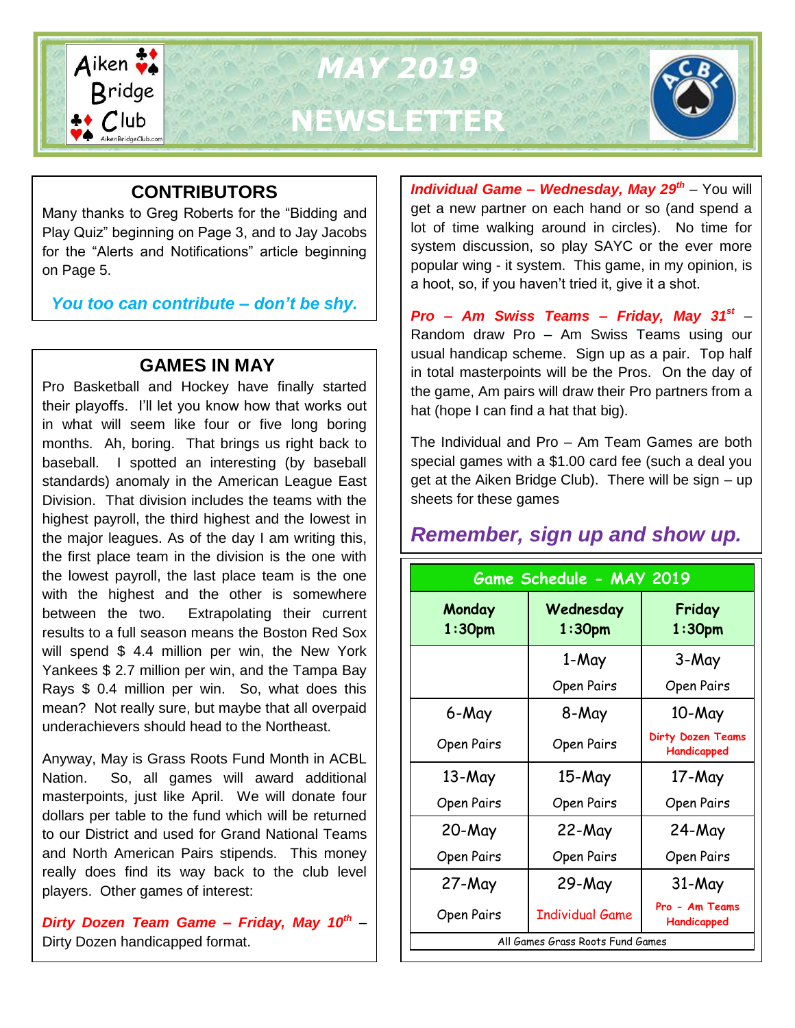# MAY 2019 NEWSLETTER

Aiken Bridge Club

## CONTRIBUTORS

Many thanks to Greg Roberts for the "Bidding and Play Quiz" beginning on Page 3, and to Jay Jacobs for the "Alerts and Notifications" article beginning on Page 5.

***You too can contribute – don't be shy.***

## GAMES IN MAY

Pro Basketball and Hockey have finally started their playoffs. I'll let you know how that works out in what will seem like four or five long boring months. Ah, boring. That brings us right back to baseball. I spotted an interesting (by baseball standards) anomaly in the American League East Division. That division includes the teams with the highest payroll, the third highest and the lowest in the major leagues. As of the day I am writing this, the first place team in the division is the one with the lowest payroll, the last place team is the one with the highest and the other is somewhere between the two. Extrapolating their current results to a full season means the Boston Red Sox will spend $ 4.4 million per win, the New York Yankees $ 2.7 million per win, and the Tampa Bay Rays $ 0.4 million per win. So, what does this mean? Not really sure, but maybe that all overpaid underachievers should head to the Northeast.

Anyway, May is Grass Roots Fund Month in ACBL Nation. So, all games will award additional masterpoints, just like April. We will donate four dollars per table to the fund which will be returned to our District and used for Grand National Teams and North American Pairs stipends. This money really does find its way back to the club level players. Other games of interest:

***Dirty Dozen Team Game – Friday, May 10th*** – Dirty Dozen handicapped format.

***Individual Game – Wednesday, May 29th*** – You will get a new partner on each hand or so (and spend a lot of time walking around in circles). No time for system discussion, so play SAYC or the ever more popular wing - it system. This game, in my opinion, is a hoot, so, if you haven't tried it, give it a shot.

***Pro – Am Swiss Teams – Friday, May 31st*** – Random draw Pro – Am Swiss Teams using our usual handicap scheme. Sign up as a pair. Top half in total masterpoints will be the Pros. On the day of the game, Am pairs will draw their Pro partners from a hat (hope I can find a hat that big).

The Individual and Pro – Am Team Games are both special games with a $1.00 card fee (such a deal you get at the Aiken Bridge Club). There will be sign – up sheets for these games

***Remember, sign up and show up.***

**Game Schedule - MAY 2019**

| Monday 1:30pm | Wednesday 1:30pm | Friday 1:30pm |
|---|---|---|
| | 1-May Open Pairs | 3-May Open Pairs |
| 6-May Open Pairs | 8-May Open Pairs | 10-May Dirty Dozen Teams Handicapped |
| 13-May Open Pairs | 15-May Open Pairs | 17-May Open Pairs |
| 20-May Open Pairs | 22-May Open Pairs | 24-May Open Pairs |
| 27-May Open Pairs | 29-May Individual Game | 31-May Pro - Am Teams Handicapped |

All Games Grass Roots Fund Games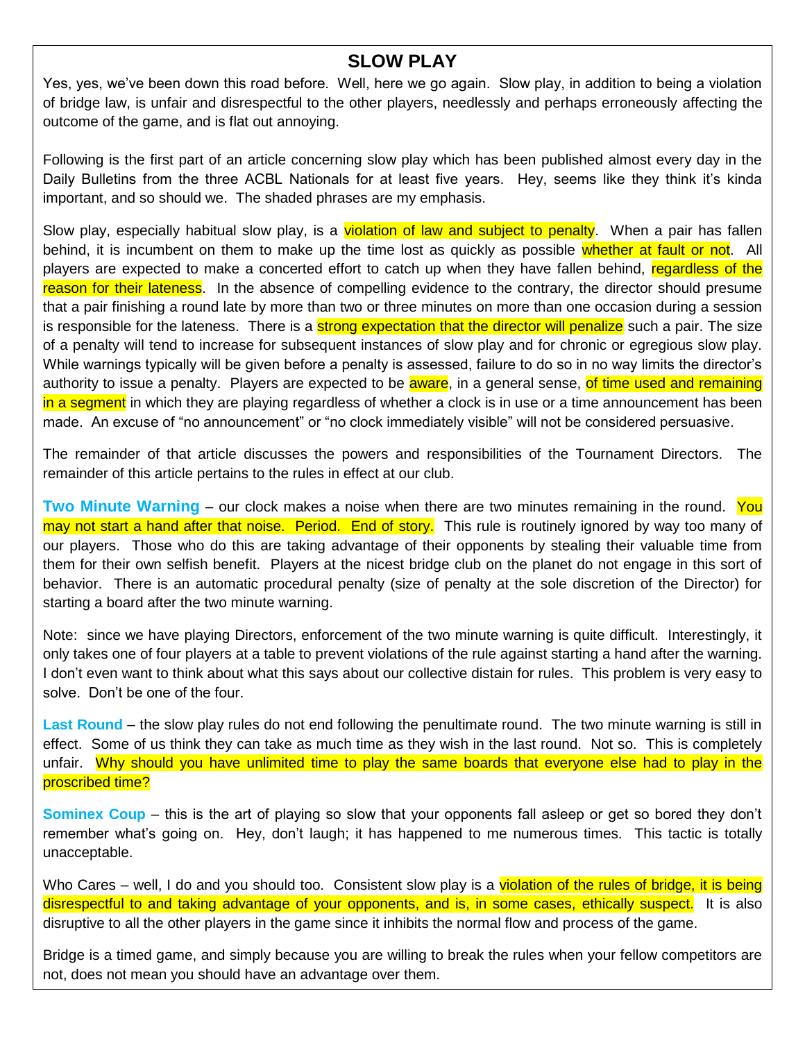## SLOW PLAY

Yes, yes, we've been down this road before. Well, here we go again. Slow play, in addition to being a violation of bridge law, is unfair and disrespectful to the other players, needlessly and perhaps erroneously affecting the outcome of the game, and is flat out annoying.

Following is the first part of an article concerning slow play which has been published almost every day in the Daily Bulletins from the three ACBL Nationals for at least five years. Hey, seems like they think it's kinda important, and so should we. The shaded phrases are my emphasis.

Slow play, especially habitual slow play, is a violation of law and subject to penalty. When a pair has fallen behind, it is incumbent on them to make up the time lost as quickly as possible whether at fault or not. All players are expected to make a concerted effort to catch up when they have fallen behind, regardless of the reason for their lateness. In the absence of compelling evidence to the contrary, the director should presume that a pair finishing a round late by more than two or three minutes on more than one occasion during a session is responsible for the lateness. There is a strong expectation that the director will penalize such a pair. The size of a penalty will tend to increase for subsequent instances of slow play and for chronic or egregious slow play. While warnings typically will be given before a penalty is assessed, failure to do so in no way limits the director's authority to issue a penalty. Players are expected to be aware, in a general sense, of time used and remaining in a segment in which they are playing regardless of whether a clock is in use or a time announcement has been made. An excuse of "no announcement" or "no clock immediately visible" will not be considered persuasive.

The remainder of that article discusses the powers and responsibilities of the Tournament Directors. The remainder of this article pertains to the rules in effect at our club.

**Two Minute Warning** – our clock makes a noise when there are two minutes remaining in the round. You may not start a hand after that noise. Period. End of story. This rule is routinely ignored by way too many of our players. Those who do this are taking advantage of their opponents by stealing their valuable time from them for their own selfish benefit. Players at the nicest bridge club on the planet do not engage in this sort of behavior. There is an automatic procedural penalty (size of penalty at the sole discretion of the Director) for starting a board after the two minute warning.

Note: since we have playing Directors, enforcement of the two minute warning is quite difficult. Interestingly, it only takes one of four players at a table to prevent violations of the rule against starting a hand after the warning. I don't even want to think about what this says about our collective distain for rules. This problem is very easy to solve. Don't be one of the four.

**Last Round** – the slow play rules do not end following the penultimate round. The two minute warning is still in effect. Some of us think they can take as much time as they wish in the last round. Not so. This is completely unfair. Why should you have unlimited time to play the same boards that everyone else had to play in the proscribed time?

**Sominex Coup** – this is the art of playing so slow that your opponents fall asleep or get so bored they don't remember what's going on. Hey, don't laugh; it has happened to me numerous times. This tactic is totally unacceptable.

Who Cares – well, I do and you should too. Consistent slow play is a violation of the rules of bridge, it is being disrespectful to and taking advantage of your opponents, and is, in some cases, ethically suspect. It is also disruptive to all the other players in the game since it inhibits the normal flow and process of the game.

Bridge is a timed game, and simply because you are willing to break the rules when your fellow competitors are not, does not mean you should have an advantage over them.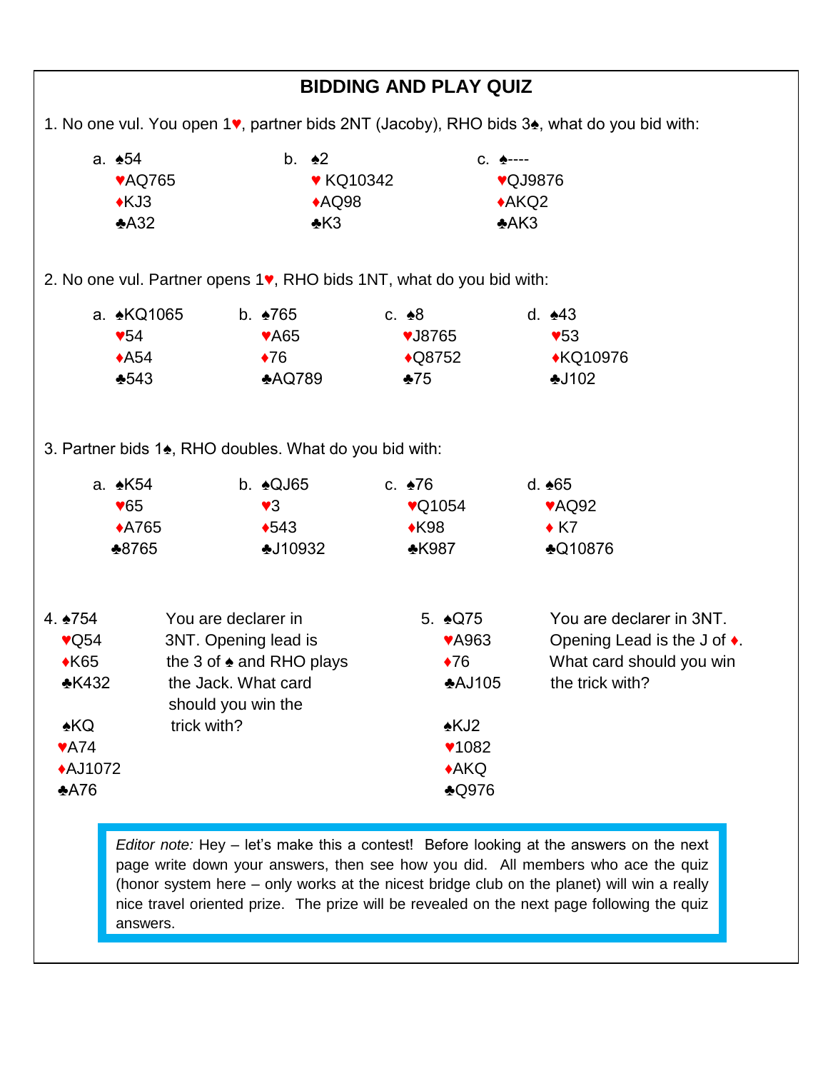# BIDDING AND PLAY QUIZ

1. No one vul. You open 1♥, partner bids 2NT (Jacoby), RHO bids 3♠, what do you bid with:

| a. | b. | c. |
|---|---|---|
| ♠54 | ♠2 | ♠---- |
| ♥AQ765 | ♥ KQ10342 | ♥QJ9876 |
| ♦KJ3 | ♦AQ98 | ♦AKQ2 |
| ♣A32 | ♣K3 | ♣AK3 |

2. No one vul. Partner opens 1♥, RHO bids 1NT, what do you bid with:

| a. | b. | c. | d. |
|---|---|---|---|
| ♠KQ1065 | ♠765 | ♠8 | ♠43 |
| ♥54 | ♥A65 | ♥J8765 | ♥53 |
| ♦A54 | ♦76 | ♦Q8752 | ♦KQ10976 |
| ♣543 | ♣AQ789 | ♣75 | ♣J102 |

3. Partner bids 1♠, RHO doubles. What do you bid with:

| a. | b. | c. | d. |
|---|---|---|---|
| ♠K54 | ♠QJ65 | ♠76 | ♠65 |
| ♥65 | ♥3 | ♥Q1054 | ♥AQ92 |
| ♦A765 | ♦543 | ♦K98 | ♦ K7 |
| ♣8765 | ♣J10932 | ♣K987 | ♣Q10876 |

4. ♠754
♥Q54
♦K65
♣K432

♠KQ
♥A74
♦AJ1072
♣A76

You are declarer in 3NT. Opening lead is the 3 of ♠ and RHO plays the Jack. What card should you win the trick with?

5. ♠Q75
♥A963
♦76
♣AJ105

♠KJ2
♥1082
♦AKQ
♣Q976

You are declarer in 3NT. Opening Lead is the J of ♦. What card should you win the trick with?

*Editor note:* Hey – let's make this a contest! Before looking at the answers on the next page write down your answers, then see how you did. All members who ace the quiz (honor system here – only works at the nicest bridge club on the planet) will win a really nice travel oriented prize. The prize will be revealed on the next page following the quiz answers.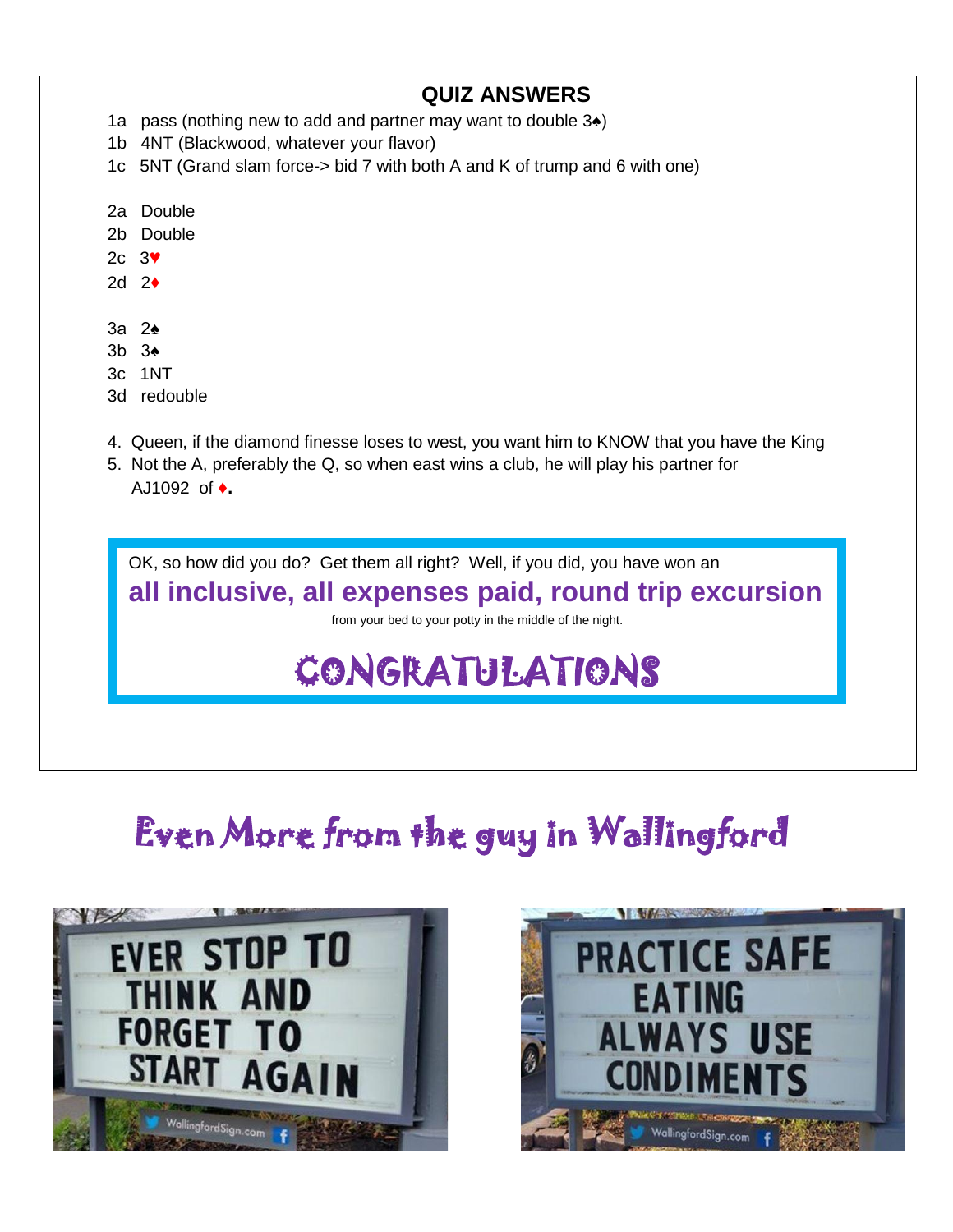## QUIZ ANSWERS

1a pass (nothing new to add and partner may want to double 3♠)
1b 4NT (Blackwood, whatever your flavor)
1c 5NT (Grand slam force-> bid 7 with both A and K of trump and 6 with one)

2a Double
2b Double
2c 3♥
2d 2♦

3a 2♠
3b 3♠
3c 1NT
3d redouble

4. Queen, if the diamond finesse loses to west, you want him to KNOW that you have the King
5. Not the A, preferably the Q, so when east wins a club, he will play his partner for AJ1092 of ♦.

OK, so how did you do? Get them all right? Well, if you did, you have won an

**all inclusive, all expenses paid, round trip excursion**

from your bed to your potty in the middle of the night.

# CONGRATULATIONS

# Even More from the guy in Wallingford

EVER STOP TO THINK AND FORGET TO START AGAIN

WallingfordSign.com

PRACTICE SAFE EATING ALWAYS USE CONDIMENTS

WallingfordSign.com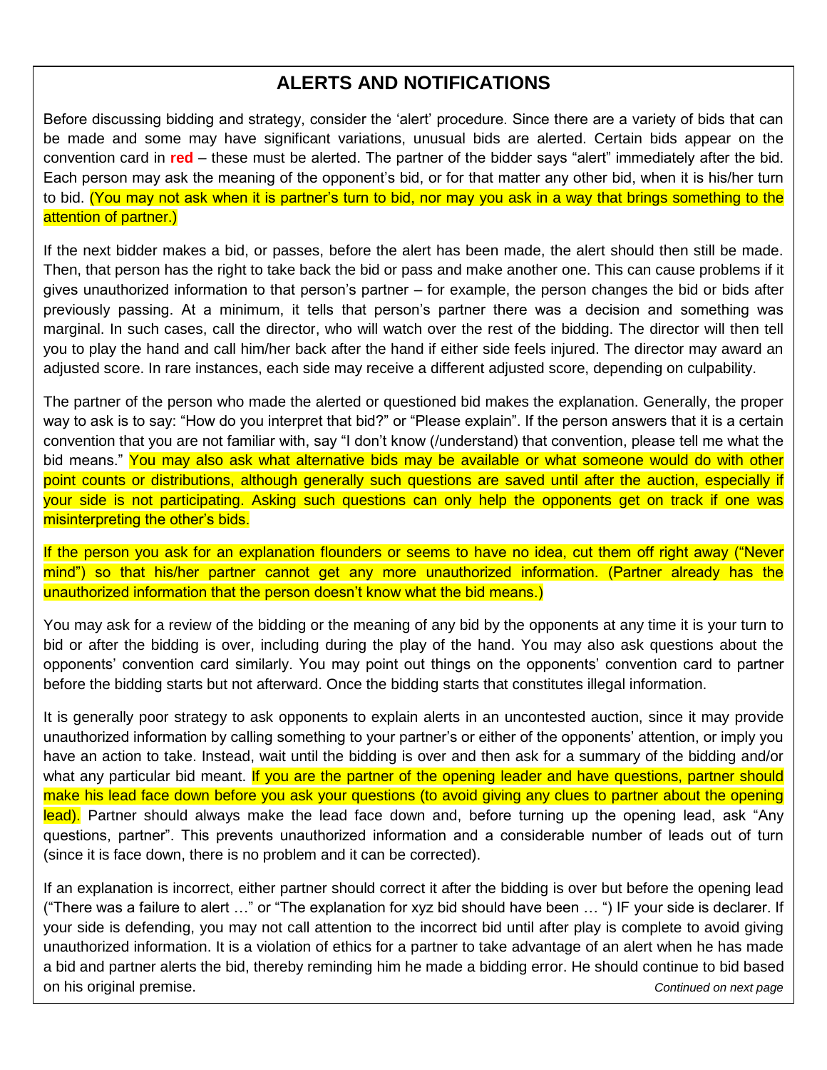## ALERTS AND NOTIFICATIONS

Before discussing bidding and strategy, consider the 'alert' procedure. Since there are a variety of bids that can be made and some may have significant variations, unusual bids are alerted. Certain bids appear on the convention card in **red** – these must be alerted. The partner of the bidder says "alert" immediately after the bid. Each person may ask the meaning of the opponent's bid, or for that matter any other bid, when it is his/her turn to bid. (You may not ask when it is partner's turn to bid, nor may you ask in a way that brings something to the attention of partner.)

If the next bidder makes a bid, or passes, before the alert has been made, the alert should then still be made. Then, that person has the right to take back the bid or pass and make another one. This can cause problems if it gives unauthorized information to that person's partner – for example, the person changes the bid or bids after previously passing. At a minimum, it tells that person's partner there was a decision and something was marginal. In such cases, call the director, who will watch over the rest of the bidding. The director will then tell you to play the hand and call him/her back after the hand if either side feels injured. The director may award an adjusted score. In rare instances, each side may receive a different adjusted score, depending on culpability.

The partner of the person who made the alerted or questioned bid makes the explanation. Generally, the proper way to ask is to say: "How do you interpret that bid?" or "Please explain". If the person answers that it is a certain convention that you are not familiar with, say "I don't know (/understand) that convention, please tell me what the bid means." You may also ask what alternative bids may be available or what someone would do with other point counts or distributions, although generally such questions are saved until after the auction, especially if your side is not participating. Asking such questions can only help the opponents get on track if one was misinterpreting the other's bids.

If the person you ask for an explanation flounders or seems to have no idea, cut them off right away ("Never mind") so that his/her partner cannot get any more unauthorized information. (Partner already has the unauthorized information that the person doesn't know what the bid means.)

You may ask for a review of the bidding or the meaning of any bid by the opponents at any time it is your turn to bid or after the bidding is over, including during the play of the hand. You may also ask questions about the opponents' convention card similarly. You may point out things on the opponents' convention card to partner before the bidding starts but not afterward. Once the bidding starts that constitutes illegal information.

It is generally poor strategy to ask opponents to explain alerts in an uncontested auction, since it may provide unauthorized information by calling something to your partner's or either of the opponents' attention, or imply you have an action to take. Instead, wait until the bidding is over and then ask for a summary of the bidding and/or what any particular bid meant. If you are the partner of the opening leader and have questions, partner should make his lead face down before you ask your questions (to avoid giving any clues to partner about the opening lead). Partner should always make the lead face down and, before turning up the opening lead, ask "Any questions, partner". This prevents unauthorized information and a considerable number of leads out of turn (since it is face down, there is no problem and it can be corrected).

If an explanation is incorrect, either partner should correct it after the bidding is over but before the opening lead ("There was a failure to alert …" or "The explanation for xyz bid should have been … ") IF your side is declarer. If your side is defending, you may not call attention to the incorrect bid until after play is complete to avoid giving unauthorized information. It is a violation of ethics for a partner to take advantage of an alert when he has made a bid and partner alerts the bid, thereby reminding him he made a bidding error. He should continue to bid based on his original premise.

*Continued on next page*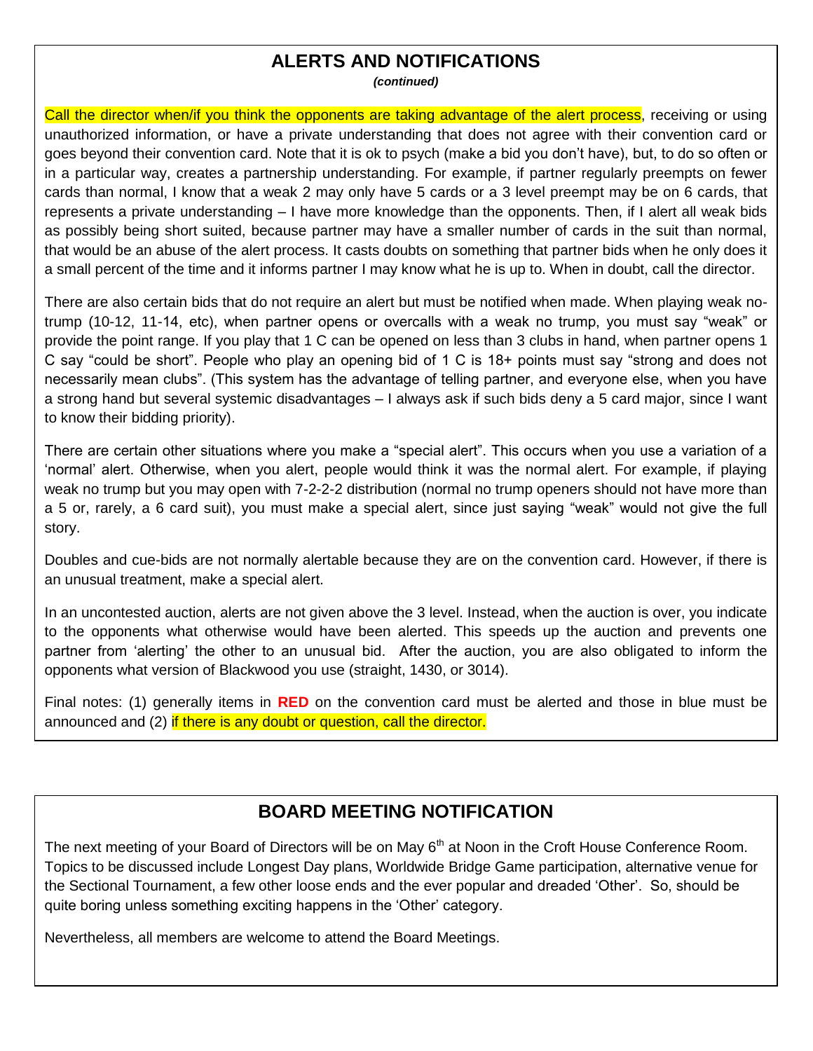## ALERTS AND NOTIFICATIONS

***(continued)***

Call the director when/if you think the opponents are taking advantage of the alert process, receiving or using unauthorized information, or have a private understanding that does not agree with their convention card or goes beyond their convention card. Note that it is ok to psych (make a bid you don't have), but, to do so often or in a particular way, creates a partnership understanding. For example, if partner regularly preempts on fewer cards than normal, I know that a weak 2 may only have 5 cards or a 3 level preempt may be on 6 cards, that represents a private understanding – I have more knowledge than the opponents. Then, if I alert all weak bids as possibly being short suited, because partner may have a smaller number of cards in the suit than normal, that would be an abuse of the alert process. It casts doubts on something that partner bids when he only does it a small percent of the time and it informs partner I may know what he is up to. When in doubt, call the director.

There are also certain bids that do not require an alert but must be notified when made. When playing weak no-trump (10-12, 11-14, etc), when partner opens or overcalls with a weak no trump, you must say "weak" or provide the point range. If you play that 1 C can be opened on less than 3 clubs in hand, when partner opens 1 C say "could be short". People who play an opening bid of 1 C is 18+ points must say "strong and does not necessarily mean clubs". (This system has the advantage of telling partner, and everyone else, when you have a strong hand but several systemic disadvantages – I always ask if such bids deny a 5 card major, since I want to know their bidding priority).

There are certain other situations where you make a "special alert". This occurs when you use a variation of a 'normal' alert. Otherwise, when you alert, people would think it was the normal alert. For example, if playing weak no trump but you may open with 7-2-2-2 distribution (normal no trump openers should not have more than a 5 or, rarely, a 6 card suit), you must make a special alert, since just saying "weak" would not give the full story.

Doubles and cue-bids are not normally alertable because they are on the convention card. However, if there is an unusual treatment, make a special alert.

In an uncontested auction, alerts are not given above the 3 level. Instead, when the auction is over, you indicate to the opponents what otherwise would have been alerted. This speeds up the auction and prevents one partner from 'alerting' the other to an unusual bid. After the auction, you are also obligated to inform the opponents what version of Blackwood you use (straight, 1430, or 3014).

Final notes: (1) generally items in **RED** on the convention card must be alerted and those in blue must be announced and (2) if there is any doubt or question, call the director.

## BOARD MEETING NOTIFICATION

The next meeting of your Board of Directors will be on May 6th at Noon in the Croft House Conference Room. Topics to be discussed include Longest Day plans, Worldwide Bridge Game participation, alternative venue for the Sectional Tournament, a few other loose ends and the ever popular and dreaded 'Other'. So, should be quite boring unless something exciting happens in the 'Other' category.

Nevertheless, all members are welcome to attend the Board Meetings.